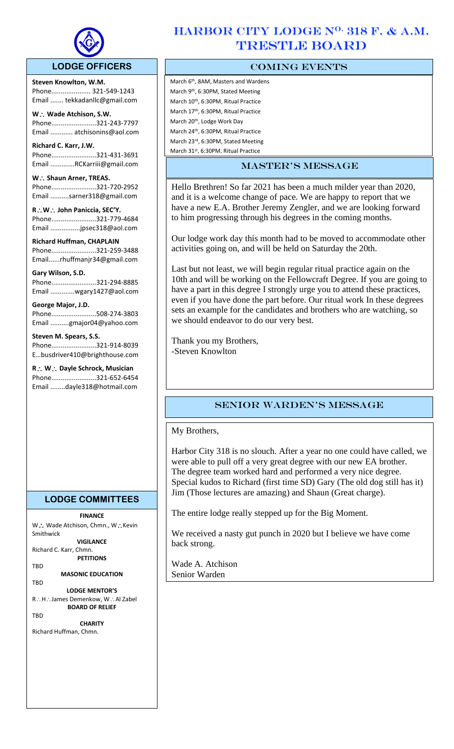# HARBOR CITY LODGE N$^{o.}$ 318 F. & A.M.
# TRESTLE BOARD

## LODGE OFFICERS

**Steven Knowlton, W.M.**
Phone..................... 321-549-1243
Email ....... tekkadanllc@gmail.com

**W∴ Wade Atchison, S.W.**
Phone........................321-243-7797
Email ............ atchisonins@aol.com

**Richard C. Karr, J.W.**
Phone........................321-431-3691
Email .............RCKarriii@gmail.com

**W∴ Shaun Arner, TREAS.**
Phone........................321-720-2952
Email ..........sarner318@gmail.com

**R∴W∴ John Paniccia, SEC'Y.**
Phone........................321-779-4684
Email ................jpsec318@aol.com

**Richard Huffman, CHAPLAIN**
Phone........................321-259-3488
Email......rhuffmanjr34@gmail.com

**Gary Wilson, S.D.**
Phone........................321-294-8885
Email .............wgary1427@aol.com

**George Major, J.D.**
Phone........................508-274-3803
Email ..........gmajor04@yahoo.com

**Steven M. Spears, S.S.**
Phone........................321-914-8039
E…busdriver410@brighthouse.com

**R∴ W∴ Dayle Schrock, Musician**
Phone........................321-652-6454
Email ........dayle318@hotmail.com

## LODGE COMMITTEES

**FINANCE**
W∴ Wade Atchison, Chmn., W∴Kevin Smithwick

**VIGILANCE**
Richard C. Karr, Chmn.

**PETITIONS**
TBD

**MASONIC EDUCATION**
TBD

**LODGE MENTOR'S**
R∴H∴James Demenkow, W∴Al Zabel

**BOARD OF RELIEF**
TBD

**CHARITY**
Richard Huffman, Chmn.

## COMING EVENTS

March 6th, 8AM, Masters and Wardens
March 9th, 6:30PM, Stated Meeting
March 10th, 6:30PM, Ritual Practice
March 17th, 6:30PM, Ritual Practice
March 20th, Lodge Work Day
March 24th, 6:30PM, Ritual Practice
March 23rd, 6:30PM, Stated Meeting
March 31st, 6:30PM, Ritual Practice

## MASTER'S MESSAGE

Hello Brethren! So far 2021 has been a much milder year than 2020, and it is a welcome change of pace. We are happy to report that we have a new E.A. Brother Jeremy Zengler, and we are looking forward to him progressing through his degrees in the coming months.

Our lodge work day this month had to be moved to accommodate other activities going on, and will be held on Saturday the 20th.

Last but not least, we will begin regular ritual practice again on the 10th and will be working on the Fellowcraft Degree. If you are going to have a part in this degree I strongly urge you to attend these practices, even if you have done the part before. Our ritual work In these degrees sets an example for the candidates and brothers who are watching, so we should endeavor to do our very best.

Thank you my Brothers,
-Steven Knowlton

## SENIOR WARDEN'S MESSAGE

My Brothers,

Harbor City 318 is no slouch. After a year no one could have called, we were able to pull off a very great degree with our new EA brother. The degree team worked hard and performed a very nice degree. Special kudos to Richard (first time SD) Gary (The old dog still has it) Jim (Those lectures are amazing) and Shaun (Great charge).

The entire lodge really stepped up for the Big Moment.

We received a nasty gut punch in 2020 but I believe we have come back strong.

Wade A. Atchison
Senior Warden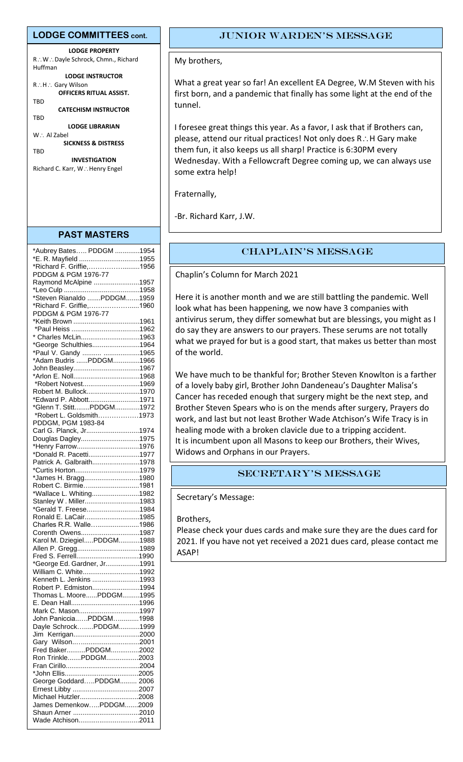## LODGE COMMITTEES cont.

**LODGE PROPERTY**
R∴W∴ Dayle Schrock, Chmn., Richard Huffman

**LODGE INSTRUCTOR**
R∴H∴ Gary Wilson

**OFFICERS RITUAL ASSIST.**
TBD

**CATECHISM INSTRUCTOR**
TBD

**LODGE LIBRARIAN**
W∴ Al Zabel

**SICKNESS & DISTRESS**
TBD

**INVESTIGATION**
Richard C. Karr, W∴Henry Engel

## PAST MASTERS

*Aubrey Bates….. PDDGM .............1954
*E. R. Mayfield ................................1955
*Richard F. Griffie,………….............1956
PDDGM & PGM 1976-77
Raymond McAlpine ........................1957
*Leo Culp ........................................1958
*Steven Rianaldo .......PDDGM.......1959
*Richard F. Griffie,……………….....1960
PDDGM & PGM 1976-77
*Keith Brown ...................................1961
*Paul Heiss ....................................1962
* Charles McLin...............................1963
*George Schulthies.........................1964
*Paul V. Gandy .......... ...................1965
*Adam Budris ......PDDGM..............1966
John Beasley...................................1967
*Arlon E. Noll...................................1968
*Robert Notvest..............................1969
Robert M. Bullock............................1970
*Edward P. Abbott...........................1971
*Glenn T. Stitt........PDDGM.............1972
*Robert L. Goldsmith………………1973
PDDGM, PGM 1983-84
Carl G. Planck, Jr............................1974
Douglas Dagley...............................1975
*Henry Farrow.................................1976
*Donald R. Pacetti...........................1977
Patrick A. Galbraith.........................1978
*Curtis Horton..................................1979
*James H. Bragg.............................1980
Robert C. Birmie…..........................1981
*Wallace L. Whiting.........................1982
Stanley W . Miller.............................1983
*Gerald T. Freese............................1984
Ronald E. LaCair.............................1985
Charles R.R. Walle…......................1986
Corenth Owens................................1987
Karol M. Dziegiel.....PDDGM...........1988
Allen P. Gregg.................................1989
Fred S. Ferrell.................................1990
*George Ed. Gardner, Jr..................1991
William C. White..............................1992
Kenneth L. Jenkins .........................1993
Robert P. Edmiston.........................1994
Thomas L. Moore......PDDGM.........1995
E. Dean Hall....................................1996
Mark C. Mason................................1997
John Paniccia..….PDDGM…..........1998
Dayle Schrock…....PDDGM...........1999
Jim Kerrigan...................................2000
Gary Wilson….................................2001
Fred Baker..........PDDGM...............2002
Ron Trinkle.......PDDGM.................2003
Fran Cirillo.......................................2004
*John Ellis.......................................2005
George Goddard…..PDDGM......... 2006
Ernest Libby ...................................2007
Michael Hutzler................................2008
James Demenkow…..PDDGM.......2009
Shaun Arner ...................................2010
Wade Atchison................................2011

## JUNIOR WARDEN'S MESSAGE

My brothers,

What a great year so far! An excellent EA Degree, W.M Steven with his first born, and a pandemic that finally has some light at the end of the tunnel.

I foresee great things this year. As a favor, I ask that if Brothers can, please, attend our ritual practices! Not only does R∴H Gary make them fun, it also keeps us all sharp! Practice is 6:30PM every Wednesday. With a Fellowcraft Degree coming up, we can always use some extra help!

Fraternally,

-Br. Richard Karr, J.W.

## CHAPLAIN'S MESSAGE

Chaplin's Column for March 2021

Here it is another month and we are still battling the pandemic. Well look what has been happening, we now have 3 companies with antivirus serum, they differ somewhat but are blessings, you might as I do say they are answers to our prayers. These serums are not totally what we prayed for but is a good start, that makes us better than most of the world.

We have much to be thankful for; Brother Steven Knowlton is a farther of a lovely baby girl, Brother John Dandeneau's Daughter Malisa's Cancer has receded enough that surgery might be the next step, and Brother Steven Spears who is on the mends after surgery, Prayers do work, and last but not least Brother Wade Atchison's Wife Tracy is in healing mode with a broken clavicle due to a tripping accident.
It is incumbent upon all Masons to keep our Brothers, their Wives, Widows and Orphans in our Prayers.

## SECRETARY'S MESSAGE

Secretary's Message:

Brothers,

Please check your dues cards and make sure they are the dues card for 2021. If you have not yet received a 2021 dues card, please contact me ASAP!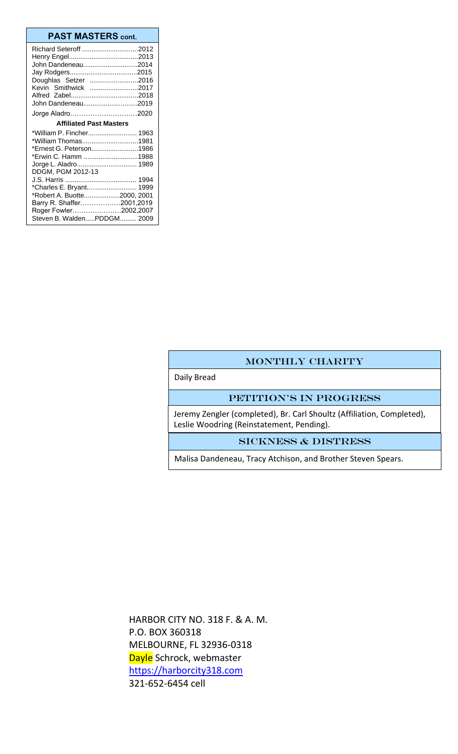## PAST MASTERS cont.

| | |
|---|---|
| Richard Seteroff | 2012 |
| Henry Engel | 2013 |
| John Dandeneau | 2014 |
| Jay Rodgers | 2015 |
| Doughlas Setzer | 2016 |
| Kevin Smithwick | 2017 |
| Alfred Zabel | 2018 |
| John Dandeneau | 2019 |
| Jorge Aladro | 2020 |

### Affiliated Past Masters

| | |
|---|---|
| *William P. Fincher | 1963 |
| *William Thomas | 1981 |
| *Ernest G. Peterson | 1986 |
| *Erwin C. Hamm | 1988 |
| Jorge L. Aladro | 1989 |
| DDGM, PGM 2012-13 | |
| J.S. Harris | 1994 |
| *Charles E. Bryant | 1999 |
| *Robert A. Buotte | 2000, 2001 |
| Barry R. Shaffer | 2001,2019 |
| Roger Fowler | 2002,2007 |
| Steven B. Walden.....PDDGM | 2009 |

## MONTHLY CHARITY

Daily Bread

## PETITION'S IN PROGRESS

Jeremy Zengler (completed), Br. Carl Shoultz (Affiliation, Completed), Leslie Woodring (Reinstatement, Pending).

## SICKNESS & DISTRESS

Malisa Dandeneau, Tracy Atchison, and Brother Steven Spears.

HARBOR CITY NO. 318 F. & A. M.
P.O. BOX 360318
MELBOURNE, FL 32936-0318
Dayle Schrock, webmaster
https://harborcity318.com
321-652-6454 cell